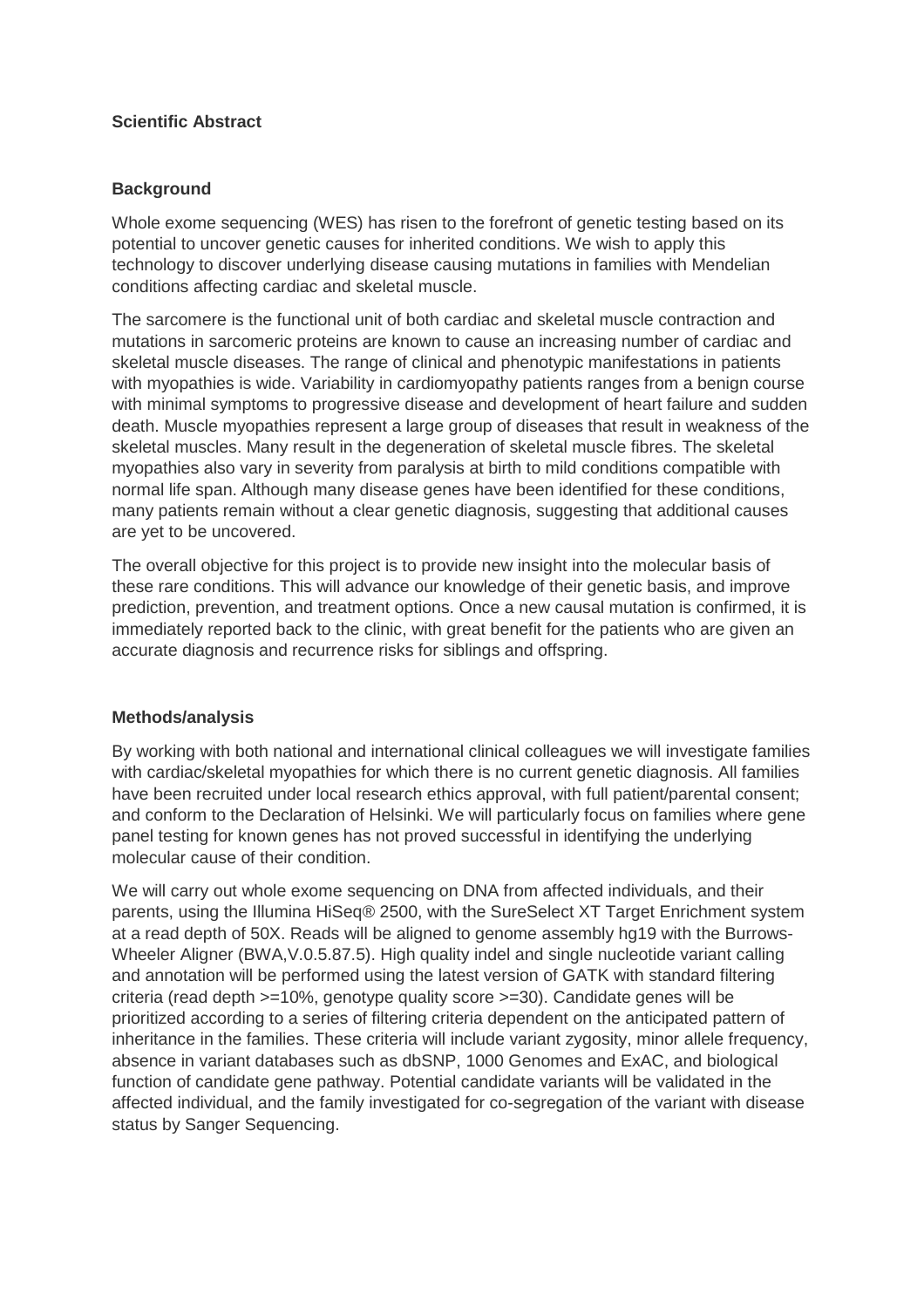**Scientific Abstract**

**Background**

Whole exome sequencing (WES) has risen to the forefront of genetic testing based on its potential to uncover genetic causes for inherited conditions. We wish to apply this technology to discover underlying disease causing mutations in families with Mendelian conditions affecting cardiac and skeletal muscle.

The sarcomere is the functional unit of both cardiac and skeletal muscle contraction and mutations in sarcomeric proteins are known to cause an increasing number of cardiac and skeletal muscle diseases. The range of clinical and phenotypic manifestations in patients with myopathies is wide. Variability in cardiomyopathy patients ranges from a benign course with minimal symptoms to progressive disease and development of heart failure and sudden death. Muscle myopathies represent a large group of diseases that result in weakness of the skeletal muscles. Many result in the degeneration of skeletal muscle fibres. The skeletal myopathies also vary in severity from paralysis at birth to mild conditions compatible with normal life span. Although many disease genes have been identified for these conditions, many patients remain without a clear genetic diagnosis, suggesting that additional causes are yet to be uncovered.

The overall objective for this project is to provide new insight into the molecular basis of these rare conditions. This will advance our knowledge of their genetic basis, and improve prediction, prevention, and treatment options. Once a new causal mutation is confirmed, it is immediately reported back to the clinic, with great benefit for the patients who are given an accurate diagnosis and recurrence risks for siblings and offspring.

**Methods/analysis**

By working with both national and international clinical colleagues we will investigate families with cardiac/skeletal myopathies for which there is no current genetic diagnosis. All families have been recruited under local research ethics approval, with full patient/parental consent; and conform to the Declaration of Helsinki. We will particularly focus on families where gene panel testing for known genes has not proved successful in identifying the underlying molecular cause of their condition.

We will carry out whole exome sequencing on DNA from affected individuals, and their parents, using the Illumina HiSeq® 2500, with the SureSelect XT Target Enrichment system at a read depth of 50X. Reads will be aligned to genome assembly hg19 with the Burrows-Wheeler Aligner (BWA,V.0.5.87.5). High quality indel and single nucleotide variant calling and annotation will be performed using the latest version of GATK with standard filtering criteria (read depth >=10%, genotype quality score >=30). Candidate genes will be prioritized according to a series of filtering criteria dependent on the anticipated pattern of inheritance in the families. These criteria will include variant zygosity, minor allele frequency, absence in variant databases such as dbSNP, 1000 Genomes and ExAC, and biological function of candidate gene pathway. Potential candidate variants will be validated in the affected individual, and the family investigated for co-segregation of the variant with disease status by Sanger Sequencing.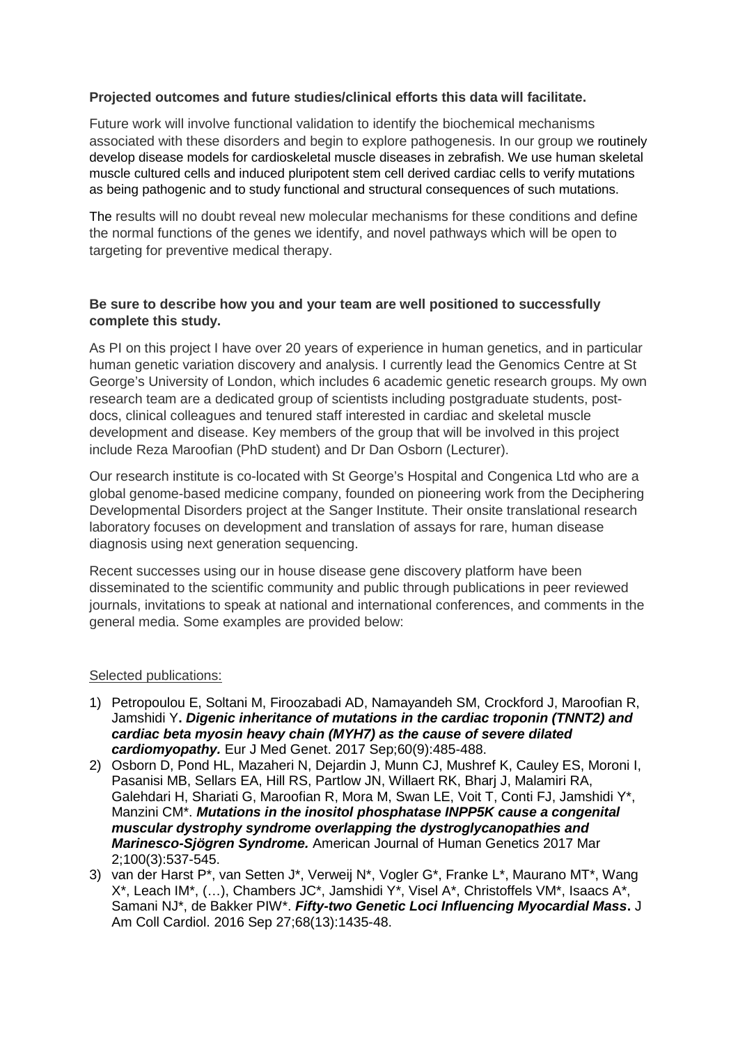**Projected outcomes and future studies/clinical efforts this data will facilitate.**

Future work will involve functional validation to identify the biochemical mechanisms associated with these disorders and begin to explore pathogenesis. In our group we routinely develop disease models for cardioskeletal muscle diseases in zebrafish. We use human skeletal muscle cultured cells and induced pluripotent stem cell derived cardiac cells to verify mutations as being pathogenic and to study functional and structural consequences of such mutations.

The results will no doubt reveal new molecular mechanisms for these conditions and define the normal functions of the genes we identify, and novel pathways which will be open to targeting for preventive medical therapy.

**Be sure to describe how you and your team are well positioned to successfully complete this study.**

As PI on this project I have over 20 years of experience in human genetics, and in particular human genetic variation discovery and analysis. I currently lead the Genomics Centre at St George's University of London, which includes 6 academic genetic research groups. My own research team are a dedicated group of scientists including postgraduate students, post-docs, clinical colleagues and tenured staff interested in cardiac and skeletal muscle development and disease. Key members of the group that will be involved in this project include Reza Maroofian (PhD student) and Dr Dan Osborn (Lecturer).

Our research institute is co-located with St George's Hospital and Congenica Ltd who are a global genome-based medicine company, founded on pioneering work from the Deciphering Developmental Disorders project at the Sanger Institute. Their onsite translational research laboratory focuses on development and translation of assays for rare, human disease diagnosis using next generation sequencing.

Recent successes using our in house disease gene discovery platform have been disseminated to the scientific community and public through publications in peer reviewed journals, invitations to speak at national and international conferences, and comments in the general media. Some examples are provided below:

Selected publications:

1) Petropoulou E, Soltani M, Firoozabadi AD, Namayandeh SM, Crockford J, Maroofian R, Jamshidi Y**. *Digenic inheritance of mutations in the cardiac troponin (TNNT2) and cardiac beta myosin heavy chain (MYH7) as the cause of severe dilated cardiomyopathy.*** Eur J Med Genet. 2017 Sep;60(9):485-488.
2) Osborn D, Pond HL, Mazaheri N, Dejardin J, Munn CJ, Mushref K, Cauley ES, Moroni I, Pasanisi MB, Sellars EA, Hill RS, Partlow JN, Willaert RK, Bharj J, Malamiri RA, Galehdari H, Shariati G, Maroofian R, Mora M, Swan LE, Voit T, Conti FJ, Jamshidi Y*, Manzini CM*. ***Mutations in the inositol phosphatase INPP5K cause a congenital muscular dystrophy syndrome overlapping the dystroglycanopathies and Marinesco-Sjögren Syndrome.*** American Journal of Human Genetics 2017 Mar 2;100(3):537-545.
3) van der Harst P*, van Setten J*, Verweij N*, Vogler G*, Franke L*, Maurano MT*, Wang X*, Leach IM*, (…), Chambers JC*, Jamshidi Y*, Visel A*, Christoffels VM*, Isaacs A*, Samani NJ*, de Bakker PIW*. ***Fifty-two Genetic Loci Influencing Myocardial Mass*****.** J Am Coll Cardiol. 2016 Sep 27;68(13):1435-48.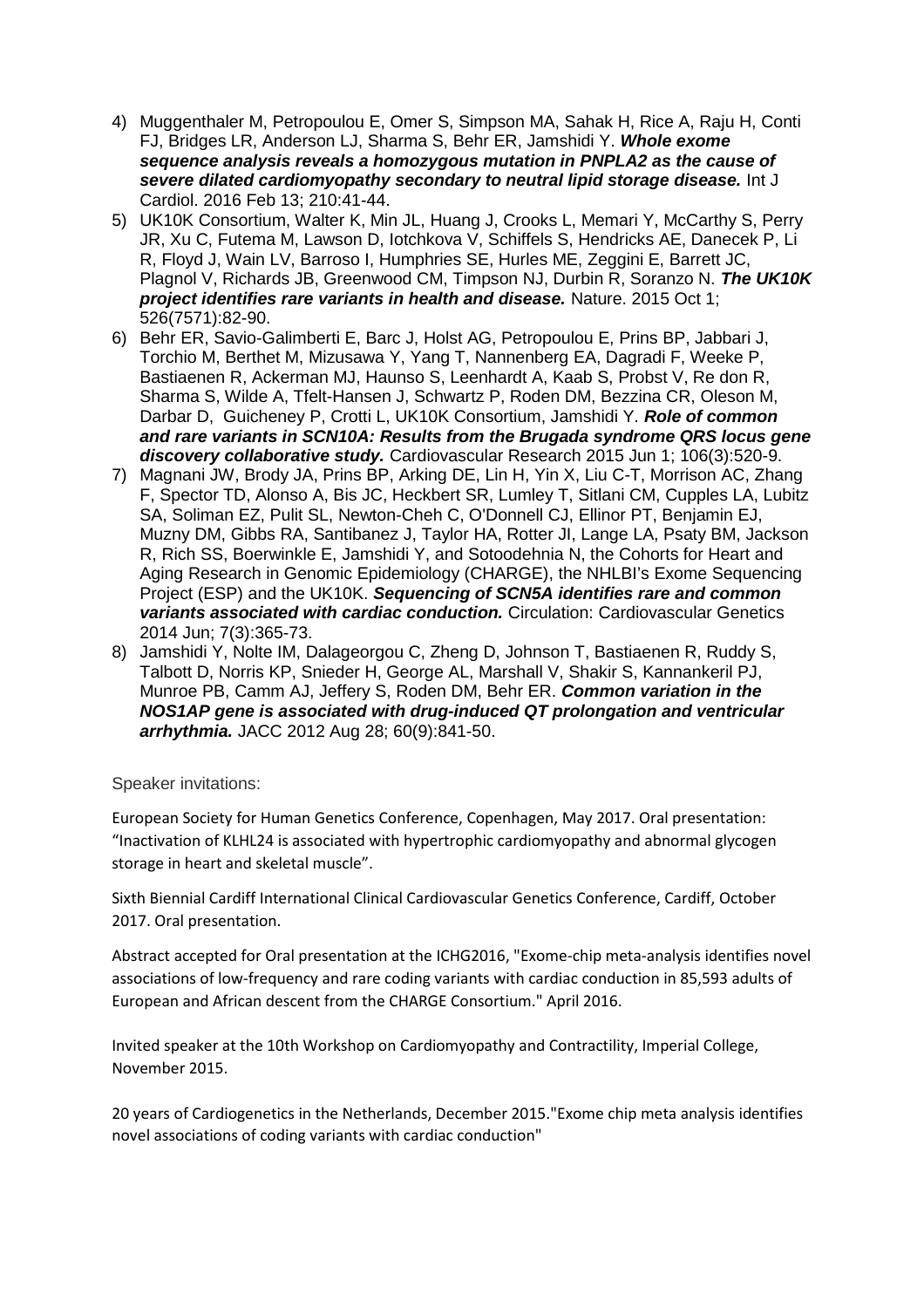4) Muggenthaler M, Petropoulou E, Omer S, Simpson MA, Sahak H, Rice A, Raju H, Conti FJ, Bridges LR, Anderson LJ, Sharma S, Behr ER, Jamshidi Y. ***Whole exome sequence analysis reveals a homozygous mutation in PNPLA2 as the cause of severe dilated cardiomyopathy secondary to neutral lipid storage disease.*** Int J Cardiol. 2016 Feb 13; 210:41-44.
5) UK10K Consortium, Walter K, Min JL, Huang J, Crooks L, Memari Y, McCarthy S, Perry JR, Xu C, Futema M, Lawson D, Iotchkova V, Schiffels S, Hendricks AE, Danecek P, Li R, Floyd J, Wain LV, Barroso I, Humphries SE, Hurles ME, Zeggini E, Barrett JC, Plagnol V, Richards JB, Greenwood CM, Timpson NJ, Durbin R, Soranzo N. ***The UK10K project identifies rare variants in health and disease.*** Nature. 2015 Oct 1; 526(7571):82-90.
6) Behr ER, Savio-Galimberti E, Barc J, Holst AG, Petropoulou E, Prins BP, Jabbari J, Torchio M, Berthet M, Mizusawa Y, Yang T, Nannenberg EA, Dagradi F, Weeke P, Bastiaenen R, Ackerman MJ, Haunso S, Leenhardt A, Kaab S, Probst V, Re don R, Sharma S, Wilde A, Tfelt-Hansen J, Schwartz P, Roden DM, Bezzina CR, Oleson M, Darbar D, Guicheney P, Crotti L, UK10K Consortium, Jamshidi Y. ***Role of common and rare variants in SCN10A: Results from the Brugada syndrome QRS locus gene discovery collaborative study.*** Cardiovascular Research 2015 Jun 1; 106(3):520-9.
7) Magnani JW, Brody JA, Prins BP, Arking DE, Lin H, Yin X, Liu C-T, Morrison AC, Zhang F, Spector TD, Alonso A, Bis JC, Heckbert SR, Lumley T, Sitlani CM, Cupples LA, Lubitz SA, Soliman EZ, Pulit SL, Newton-Cheh C, O'Donnell CJ, Ellinor PT, Benjamin EJ, Muzny DM, Gibbs RA, Santibanez J, Taylor HA, Rotter JI, Lange LA, Psaty BM, Jackson R, Rich SS, Boerwinkle E, Jamshidi Y, and Sotoodehnia N, the Cohorts for Heart and Aging Research in Genomic Epidemiology (CHARGE), the NHLBI's Exome Sequencing Project (ESP) and the UK10K. ***Sequencing of SCN5A identifies rare and common variants associated with cardiac conduction.*** Circulation: Cardiovascular Genetics 2014 Jun; 7(3):365-73.
8) Jamshidi Y, Nolte IM, Dalageorgou C, Zheng D, Johnson T, Bastiaenen R, Ruddy S, Talbott D, Norris KP, Snieder H, George AL, Marshall V, Shakir S, Kannankeril PJ, Munroe PB, Camm AJ, Jeffery S, Roden DM, Behr ER. ***Common variation in the NOS1AP gene is associated with drug-induced QT prolongation and ventricular arrhythmia.*** JACC 2012 Aug 28; 60(9):841-50.

Speaker invitations:

European Society for Human Genetics Conference, Copenhagen, May 2017. Oral presentation: "Inactivation of KLHL24 is associated with hypertrophic cardiomyopathy and abnormal glycogen storage in heart and skeletal muscle".

Sixth Biennial Cardiff International Clinical Cardiovascular Genetics Conference, Cardiff, October 2017. Oral presentation.

Abstract accepted for Oral presentation at the ICHG2016, "Exome-chip meta-analysis identifies novel associations of low-frequency and rare coding variants with cardiac conduction in 85,593 adults of European and African descent from the CHARGE Consortium." April 2016.

Invited speaker at the 10th Workshop on Cardiomyopathy and Contractility, Imperial College, November 2015.

20 years of Cardiogenetics in the Netherlands, December 2015."Exome chip meta analysis identifies novel associations of coding variants with cardiac conduction"